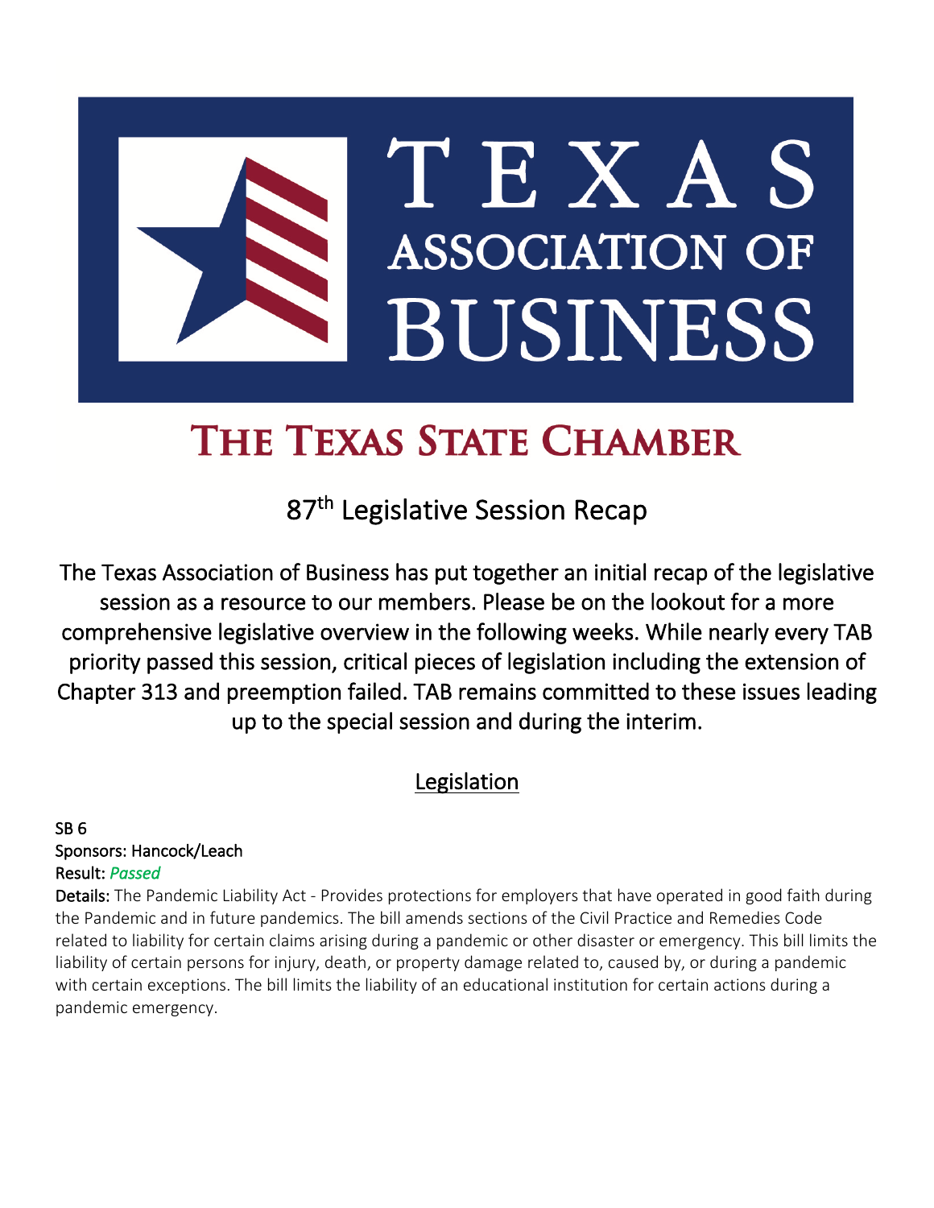# TEXAS ASSOCIATION OF BUSINESS

## THE TEXAS STATE CHAMBER

### 87th Legislative Session Recap

The Texas Association of Business has put together an initial recap of the legislative session as a resource to our members. Please be on the lookout for a more comprehensive legislative overview in the following weeks. While nearly every TAB priority passed this session, critical pieces of legislation including the extension of Chapter 313 and preemption failed. TAB remains committed to these issues leading up to the special session and during the interim.

## Legislation

SB 6
Sponsors: Hancock/Leach
Result: *Passed*

**Details:** The Pandemic Liability Act - Provides protections for employers that have operated in good faith during the Pandemic and in future pandemics. The bill amends sections of the Civil Practice and Remedies Code related to liability for certain claims arising during a pandemic or other disaster or emergency. This bill limits the liability of certain persons for injury, death, or property damage related to, caused by, or during a pandemic with certain exceptions. The bill limits the liability of an educational institution for certain actions during a pandemic emergency.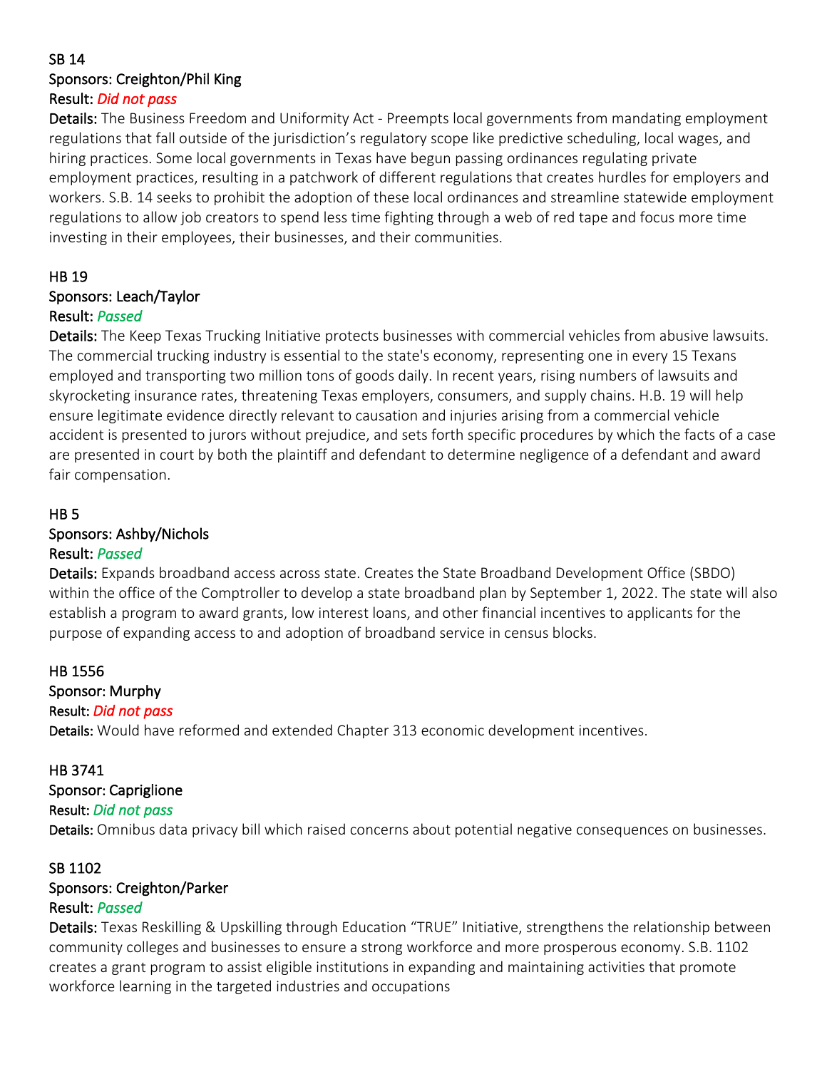**SB 14**
**Sponsors: Creighton/Phil King**
**Result:** *Did not pass*
**Details:** The Business Freedom and Uniformity Act - Preempts local governments from mandating employment regulations that fall outside of the jurisdiction's regulatory scope like predictive scheduling, local wages, and hiring practices. Some local governments in Texas have begun passing ordinances regulating private employment practices, resulting in a patchwork of different regulations that creates hurdles for employers and workers. S.B. 14 seeks to prohibit the adoption of these local ordinances and streamline statewide employment regulations to allow job creators to spend less time fighting through a web of red tape and focus more time investing in their employees, their businesses, and their communities.

**HB 19**
**Sponsors: Leach/Taylor**
**Result:** *Passed*
**Details:** The Keep Texas Trucking Initiative protects businesses with commercial vehicles from abusive lawsuits. The commercial trucking industry is essential to the state's economy, representing one in every 15 Texans employed and transporting two million tons of goods daily. In recent years, rising numbers of lawsuits and skyrocketing insurance rates, threatening Texas employers, consumers, and supply chains. H.B. 19 will help ensure legitimate evidence directly relevant to causation and injuries arising from a commercial vehicle accident is presented to jurors without prejudice, and sets forth specific procedures by which the facts of a case are presented in court by both the plaintiff and defendant to determine negligence of a defendant and award fair compensation.

**HB 5**
**Sponsors: Ashby/Nichols**
**Result:** *Passed*
**Details:** Expands broadband access across state. Creates the State Broadband Development Office (SBDO) within the office of the Comptroller to develop a state broadband plan by September 1, 2022. The state will also establish a program to award grants, low interest loans, and other financial incentives to applicants for the purpose of expanding access to and adoption of broadband service in census blocks.

**HB 1556**
**Sponsor: Murphy**
**Result:** *Did not pass*
**Details:** Would have reformed and extended Chapter 313 economic development incentives.

**HB 3741**
**Sponsor: Capriglione**
**Result:** *Did not pass*
**Details:** Omnibus data privacy bill which raised concerns about potential negative consequences on businesses.

**SB 1102**
**Sponsors: Creighton/Parker**
**Result:** *Passed*
**Details:** Texas Reskilling & Upskilling through Education "TRUE" Initiative, strengthens the relationship between community colleges and businesses to ensure a strong workforce and more prosperous economy. S.B. 1102 creates a grant program to assist eligible institutions in expanding and maintaining activities that promote workforce learning in the targeted industries and occupations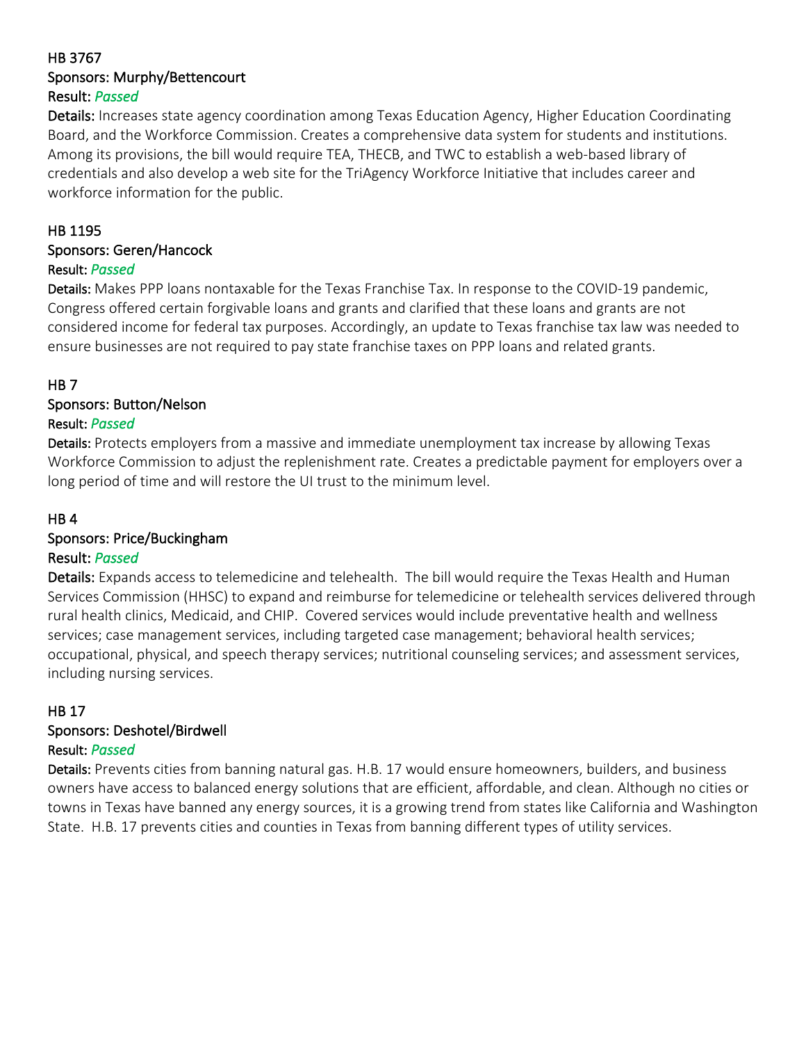HB 3767
Sponsors: Murphy/Bettencourt
Result: *Passed*
**Details:** Increases state agency coordination among Texas Education Agency, Higher Education Coordinating Board, and the Workforce Commission. Creates a comprehensive data system for students and institutions. Among its provisions, the bill would require TEA, THECB, and TWC to establish a web-based library of credentials and also develop a web site for the TriAgency Workforce Initiative that includes career and workforce information for the public.

HB 1195
Sponsors: Geren/Hancock
Result: *Passed*
**Details:** Makes PPP loans nontaxable for the Texas Franchise Tax. In response to the COVID-19 pandemic, Congress offered certain forgivable loans and grants and clarified that these loans and grants are not considered income for federal tax purposes. Accordingly, an update to Texas franchise tax law was needed to ensure businesses are not required to pay state franchise taxes on PPP loans and related grants.

HB 7
Sponsors: Button/Nelson
Result: *Passed*
**Details:** Protects employers from a massive and immediate unemployment tax increase by allowing Texas Workforce Commission to adjust the replenishment rate. Creates a predictable payment for employers over a long period of time and will restore the UI trust to the minimum level.

HB 4
Sponsors: Price/Buckingham
Result: *Passed*
**Details:** Expands access to telemedicine and telehealth. The bill would require the Texas Health and Human Services Commission (HHSC) to expand and reimburse for telemedicine or telehealth services delivered through rural health clinics, Medicaid, and CHIP. Covered services would include preventative health and wellness services; case management services, including targeted case management; behavioral health services; occupational, physical, and speech therapy services; nutritional counseling services; and assessment services, including nursing services.

HB 17
Sponsors: Deshotel/Birdwell
Result: *Passed*
**Details:** Prevents cities from banning natural gas. H.B. 17 would ensure homeowners, builders, and business owners have access to balanced energy solutions that are efficient, affordable, and clean. Although no cities or towns in Texas have banned any energy sources, it is a growing trend from states like California and Washington State. H.B. 17 prevents cities and counties in Texas from banning different types of utility services.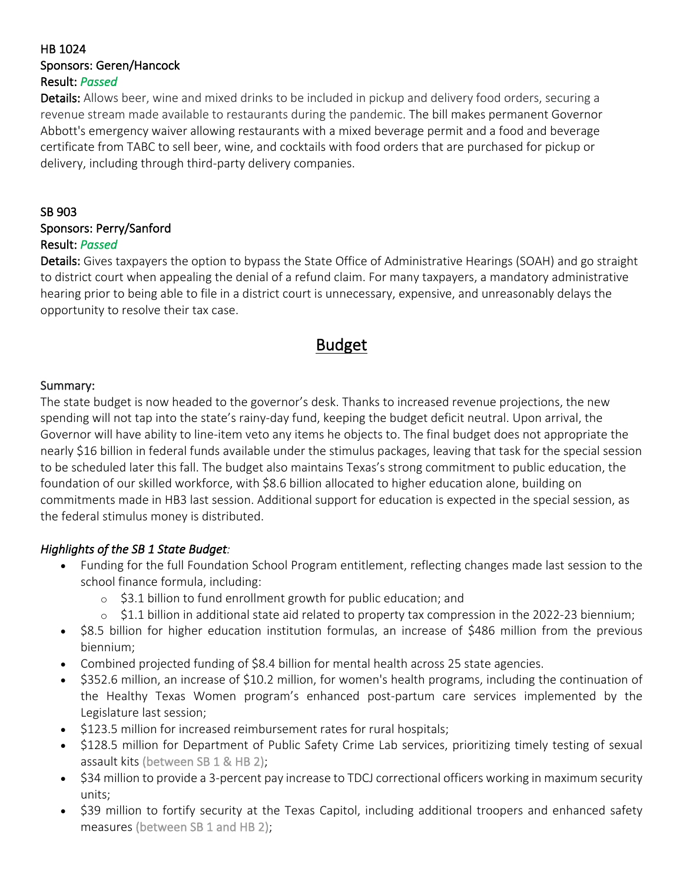**HB 1024**
**Sponsors: Geren/Hancock**
**Result:** ***Passed***

**Details:** Allows beer, wine and mixed drinks to be included in pickup and delivery food orders, securing a revenue stream made available to restaurants during the pandemic. The bill makes permanent Governor Abbott's emergency waiver allowing restaurants with a mixed beverage permit and a food and beverage certificate from TABC to sell beer, wine, and cocktails with food orders that are purchased for pickup or delivery, including through third-party delivery companies.

**SB 903**
**Sponsors: Perry/Sanford**
**Result:** ***Passed***

**Details:** Gives taxpayers the option to bypass the State Office of Administrative Hearings (SOAH) and go straight to district court when appealing the denial of a refund claim. For many taxpayers, a mandatory administrative hearing prior to being able to file in a district court is unnecessary, expensive, and unreasonably delays the opportunity to resolve their tax case.

# Budget

Summary:

The state budget is now headed to the governor's desk. Thanks to increased revenue projections, the new spending will not tap into the state's rainy-day fund, keeping the budget deficit neutral. Upon arrival, the Governor will have ability to line-item veto any items he objects to. The final budget does not appropriate the nearly $16 billion in federal funds available under the stimulus packages, leaving that task for the special session to be scheduled later this fall. The budget also maintains Texas's strong commitment to public education, the foundation of our skilled workforce, with $8.6 billion allocated to higher education alone, building on commitments made in HB3 last session. Additional support for education is expected in the special session, as the federal stimulus money is distributed.

*Highlights of the SB 1 State Budget:*

- Funding for the full Foundation School Program entitlement, reflecting changes made last session to the school finance formula, including:
    - $3.1 billion to fund enrollment growth for public education; and
    - $1.1 billion in additional state aid related to property tax compression in the 2022-23 biennium;
- $8.5 billion for higher education institution formulas, an increase of $486 million from the previous biennium;
- Combined projected funding of $8.4 billion for mental health across 25 state agencies.
- $352.6 million, an increase of $10.2 million, for women's health programs, including the continuation of the Healthy Texas Women program's enhanced post-partum care services implemented by the Legislature last session;
- $123.5 million for increased reimbursement rates for rural hospitals;
- $128.5 million for Department of Public Safety Crime Lab services, prioritizing timely testing of sexual assault kits (between SB 1 & HB 2);
- $34 million to provide a 3-percent pay increase to TDCJ correctional officers working in maximum security units;
- $39 million to fortify security at the Texas Capitol, including additional troopers and enhanced safety measures (between SB 1 and HB 2);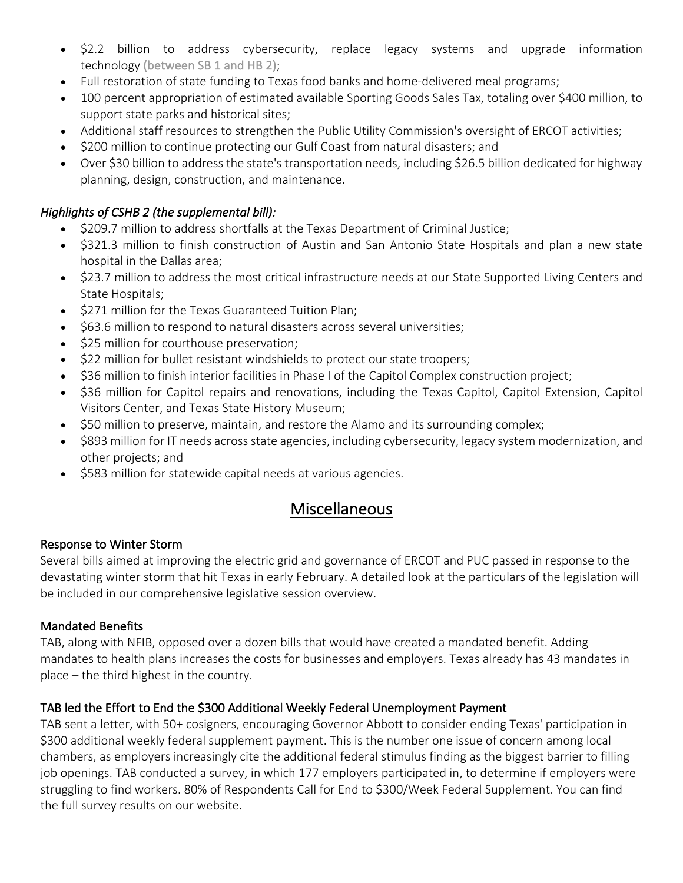- $2.2 billion to address cybersecurity, replace legacy systems and upgrade information technology (between SB 1 and HB 2);
- Full restoration of state funding to Texas food banks and home-delivered meal programs;
- 100 percent appropriation of estimated available Sporting Goods Sales Tax, totaling over $400 million, to support state parks and historical sites;
- Additional staff resources to strengthen the Public Utility Commission's oversight of ERCOT activities;
- $200 million to continue protecting our Gulf Coast from natural disasters; and
- Over $30 billion to address the state's transportation needs, including $26.5 billion dedicated for highway planning, design, construction, and maintenance.

*Highlights of CSHB 2 (the supplemental bill):*

- $209.7 million to address shortfalls at the Texas Department of Criminal Justice;
- $321.3 million to finish construction of Austin and San Antonio State Hospitals and plan a new state hospital in the Dallas area;
- $23.7 million to address the most critical infrastructure needs at our State Supported Living Centers and State Hospitals;
- $271 million for the Texas Guaranteed Tuition Plan;
- $63.6 million to respond to natural disasters across several universities;
- $25 million for courthouse preservation;
- $22 million for bullet resistant windshields to protect our state troopers;
- $36 million to finish interior facilities in Phase I of the Capitol Complex construction project;
- $36 million for Capitol repairs and renovations, including the Texas Capitol, Capitol Extension, Capitol Visitors Center, and Texas State History Museum;
- $50 million to preserve, maintain, and restore the Alamo and its surrounding complex;
- $893 million for IT needs across state agencies, including cybersecurity, legacy system modernization, and other projects; and
- $583 million for statewide capital needs at various agencies.

## Miscellaneous

### Response to Winter Storm

Several bills aimed at improving the electric grid and governance of ERCOT and PUC passed in response to the devastating winter storm that hit Texas in early February. A detailed look at the particulars of the legislation will be included in our comprehensive legislative session overview.

### Mandated Benefits

TAB, along with NFIB, opposed over a dozen bills that would have created a mandated benefit. Adding mandates to health plans increases the costs for businesses and employers. Texas already has 43 mandates in place – the third highest in the country.

### TAB led the Effort to End the $300 Additional Weekly Federal Unemployment Payment

TAB sent a letter, with 50+ cosigners, encouraging Governor Abbott to consider ending Texas' participation in $300 additional weekly federal supplement payment. This is the number one issue of concern among local chambers, as employers increasingly cite the additional federal stimulus finding as the biggest barrier to filling job openings. TAB conducted a survey, in which 177 employers participated in, to determine if employers were struggling to find workers. 80% of Respondents Call for End to $300/Week Federal Supplement. You can find the full survey results on our website.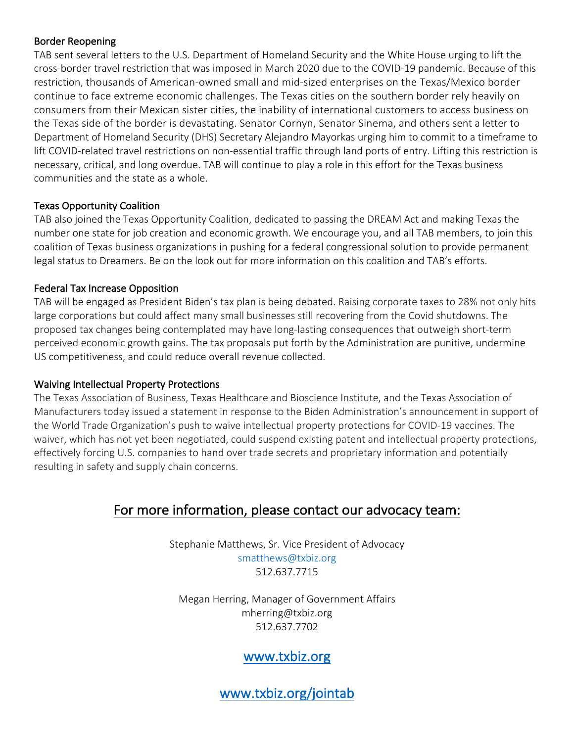### Border Reopening

TAB sent several letters to the U.S. Department of Homeland Security and the White House urging to lift the cross-border travel restriction that was imposed in March 2020 due to the COVID-19 pandemic. Because of this restriction, thousands of American-owned small and mid-sized enterprises on the Texas/Mexico border continue to face extreme economic challenges. The Texas cities on the southern border rely heavily on consumers from their Mexican sister cities, the inability of international customers to access business on the Texas side of the border is devastating. Senator Cornyn, Senator Sinema, and others sent a letter to Department of Homeland Security (DHS) Secretary Alejandro Mayorkas urging him to commit to a timeframe to lift COVID-related travel restrictions on non-essential traffic through land ports of entry. Lifting this restriction is necessary, critical, and long overdue. TAB will continue to play a role in this effort for the Texas business communities and the state as a whole.

### Texas Opportunity Coalition

TAB also joined the Texas Opportunity Coalition, dedicated to passing the DREAM Act and making Texas the number one state for job creation and economic growth. We encourage you, and all TAB members, to join this coalition of Texas business organizations in pushing for a federal congressional solution to provide permanent legal status to Dreamers. Be on the look out for more information on this coalition and TAB's efforts.

### Federal Tax Increase Opposition

TAB will be engaged as President Biden's tax plan is being debated. Raising corporate taxes to 28% not only hits large corporations but could affect many small businesses still recovering from the Covid shutdowns. The proposed tax changes being contemplated may have long-lasting consequences that outweigh short-term perceived economic growth gains. The tax proposals put forth by the Administration are punitive, undermine US competitiveness, and could reduce overall revenue collected.

### Waiving Intellectual Property Protections

The Texas Association of Business, Texas Healthcare and Bioscience Institute, and the Texas Association of Manufacturers today issued a statement in response to the Biden Administration's announcement in support of the World Trade Organization's push to waive intellectual property protections for COVID-19 vaccines. The waiver, which has not yet been negotiated, could suspend existing patent and intellectual property protections, effectively forcing U.S. companies to hand over trade secrets and proprietary information and potentially resulting in safety and supply chain concerns.

## For more information, please contact our advocacy team:

Stephanie Matthews, Sr. Vice President of Advocacy
smatthews@txbiz.org
512.637.7715

Megan Herring, Manager of Government Affairs
mherring@txbiz.org
512.637.7702

## www.txbiz.org

## www.txbiz.org/jointab